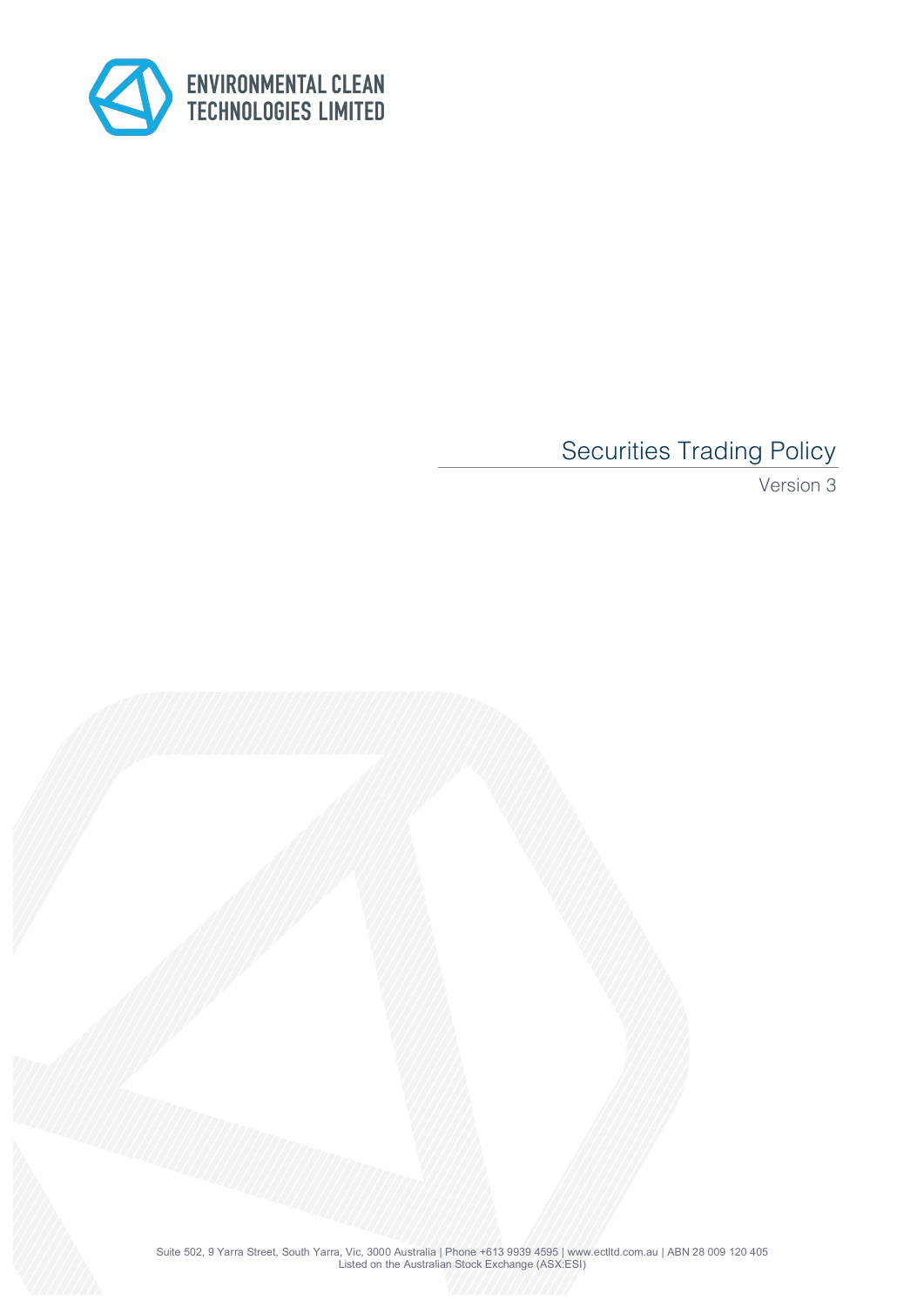ENVIRONMENTAL CLEAN TECHNOLOGIES LIMITED

# Securities Trading Policy

Version 3

Suite 502, 9 Yarra Street, South Yarra, Vic, 3000 Australia | Phone +613 9939 4595 | www.ectltd.com.au | ABN 28 009 120 405
Listed on the Australian Stock Exchange (ASX:ESI)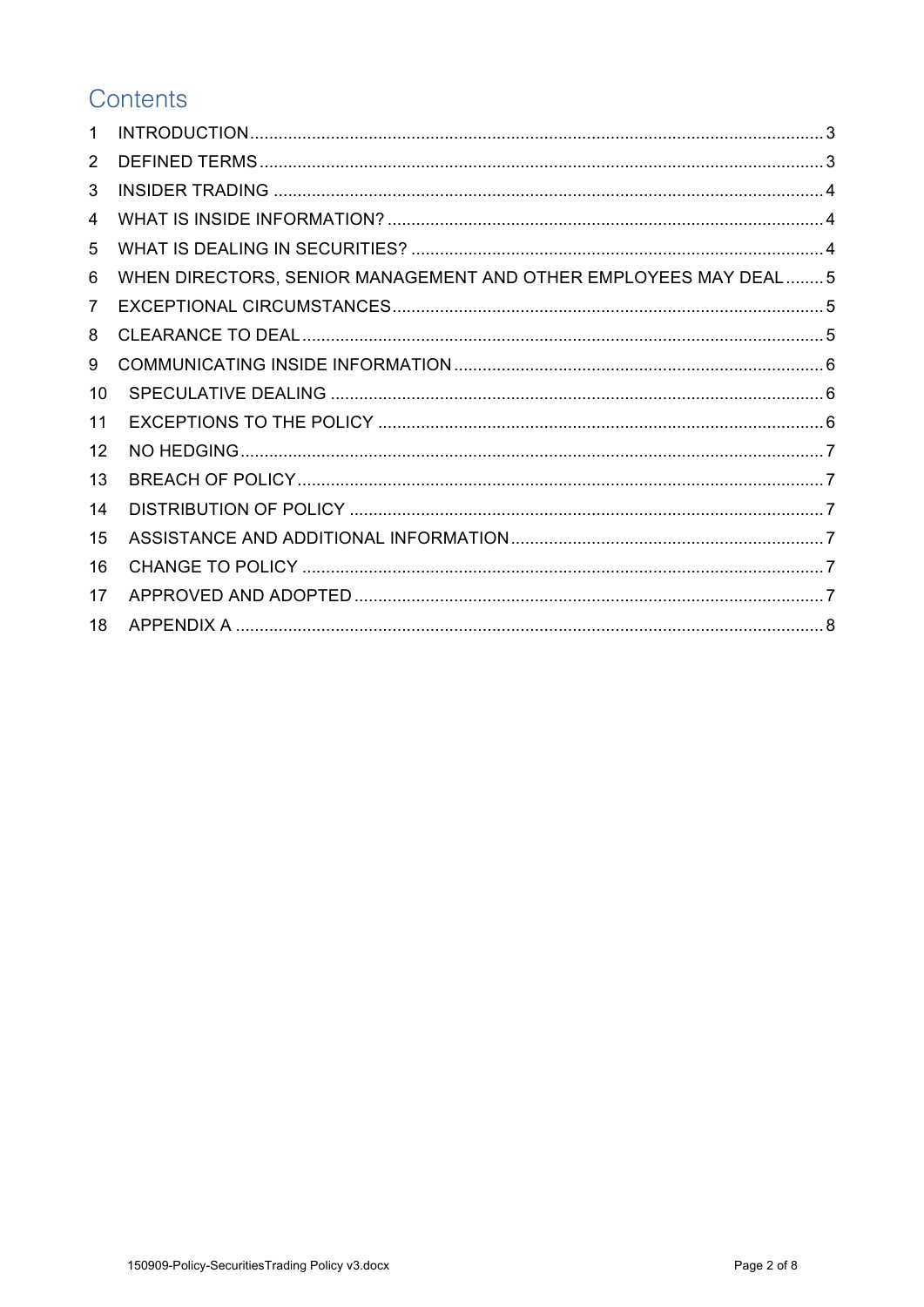# Contents

1 INTRODUCTION ........................................................................................................ 3
2 DEFINED TERMS ....................................................................................................... 3
3 INSIDER TRADING .................................................................................................... 4
4 WHAT IS INSIDE INFORMATION? ............................................................................ 4
5 WHAT IS DEALING IN SECURITIES? ....................................................................... 4
6 WHEN DIRECTORS, SENIOR MANAGEMENT AND OTHER EMPLOYEES MAY DEAL ........ 5
7 EXCEPTIONAL CIRCUMSTANCES .......................................................................... 5
8 CLEARANCE TO DEAL ............................................................................................. 5
9 COMMUNICATING INSIDE INFORMATION ............................................................. 6
10 SPECULATIVE DEALING ........................................................................................ 6
11 EXCEPTIONS TO THE POLICY .............................................................................. 6
12 NO HEDGING ........................................................................................................... 7
13 BREACH OF POLICY ............................................................................................... 7
14 DISTRIBUTION OF POLICY .................................................................................... 7
15 ASSISTANCE AND ADDITIONAL INFORMATION .................................................. 7
16 CHANGE TO POLICY .............................................................................................. 7
17 APPROVED AND ADOPTED ................................................................................... 7
18 APPENDIX A ............................................................................................................ 8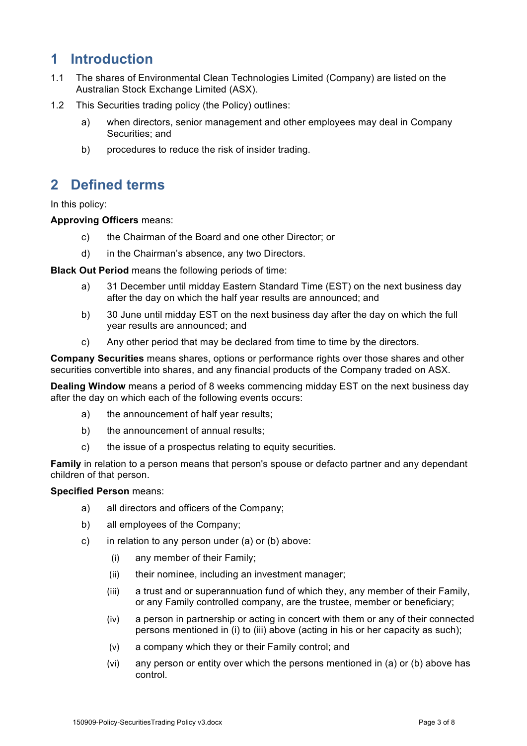# 1 Introduction

1.1 The shares of Environmental Clean Technologies Limited (Company) are listed on the Australian Stock Exchange Limited (ASX).

1.2 This Securities trading policy (the Policy) outlines:

a) when directors, senior management and other employees may deal in Company Securities; and

b) procedures to reduce the risk of insider trading.

# 2 Defined terms

In this policy:

**Approving Officers** means:

c) the Chairman of the Board and one other Director; or

d) in the Chairman's absence, any two Directors.

**Black Out Period** means the following periods of time:

a) 31 December until midday Eastern Standard Time (EST) on the next business day after the day on which the half year results are announced; and

b) 30 June until midday EST on the next business day after the day on which the full year results are announced; and

c) Any other period that may be declared from time to time by the directors.

**Company Securities** means shares, options or performance rights over those shares and other securities convertible into shares, and any financial products of the Company traded on ASX.

**Dealing Window** means a period of 8 weeks commencing midday EST on the next business day after the day on which each of the following events occurs:

a) the announcement of half year results;

b) the announcement of annual results;

c) the issue of a prospectus relating to equity securities.

**Family** in relation to a person means that person's spouse or defacto partner and any dependant children of that person.

**Specified Person** means:

a) all directors and officers of the Company;

b) all employees of the Company;

c) in relation to any person under (a) or (b) above:

(i) any member of their Family;

(ii) their nominee, including an investment manager;

(iii) a trust and or superannuation fund of which they, any member of their Family, or any Family controlled company, are the trustee, member or beneficiary;

(iv) a person in partnership or acting in concert with them or any of their connected persons mentioned in (i) to (iii) above (acting in his or her capacity as such);

(v) a company which they or their Family control; and

(vi) any person or entity over which the persons mentioned in (a) or (b) above has control.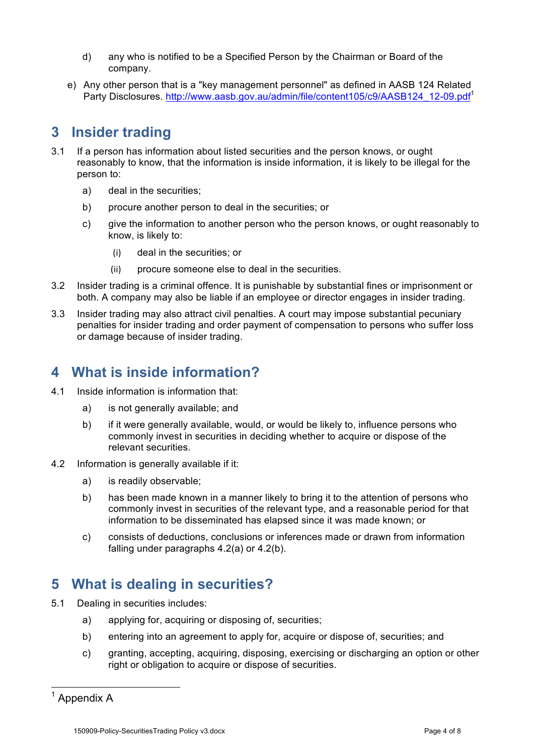d) any who is notified to be a Specified Person by the Chairman or Board of the company.

e) Any other person that is a "key management personnel" as defined in AASB 124 Related Party Disclosures. http://www.aasb.gov.au/admin/file/content105/c9/AASB124_12-09.pdf[1]

## 3 Insider trading

3.1 If a person has information about listed securities and the person knows, or ought reasonably to know, that the information is inside information, it is likely to be illegal for the person to:

- a) deal in the securities;
- b) procure another person to deal in the securities; or
- c) give the information to another person who the person knows, or ought reasonably to know, is likely to:
  - (i) deal in the securities; or
  - (ii) procure someone else to deal in the securities.

3.2 Insider trading is a criminal offence. It is punishable by substantial fines or imprisonment or both. A company may also be liable if an employee or director engages in insider trading.

3.3 Insider trading may also attract civil penalties. A court may impose substantial pecuniary penalties for insider trading and order payment of compensation to persons who suffer loss or damage because of insider trading.

## 4 What is inside information?

4.1 Inside information is information that:

- a) is not generally available; and
- b) if it were generally available, would, or would be likely to, influence persons who commonly invest in securities in deciding whether to acquire or dispose of the relevant securities.

4.2 Information is generally available if it:

- a) is readily observable;
- b) has been made known in a manner likely to bring it to the attention of persons who commonly invest in securities of the relevant type, and a reasonable period for that information to be disseminated has elapsed since it was made known; or
- c) consists of deductions, conclusions or inferences made or drawn from information falling under paragraphs 4.2(a) or 4.2(b).

## 5 What is dealing in securities?

5.1 Dealing in securities includes:

- a) applying for, acquiring or disposing of, securities;
- b) entering into an agreement to apply for, acquire or dispose of, securities; and
- c) granting, accepting, acquiring, disposing, exercising or discharging an option or other right or obligation to acquire or dispose of securities.

---

[1] Appendix A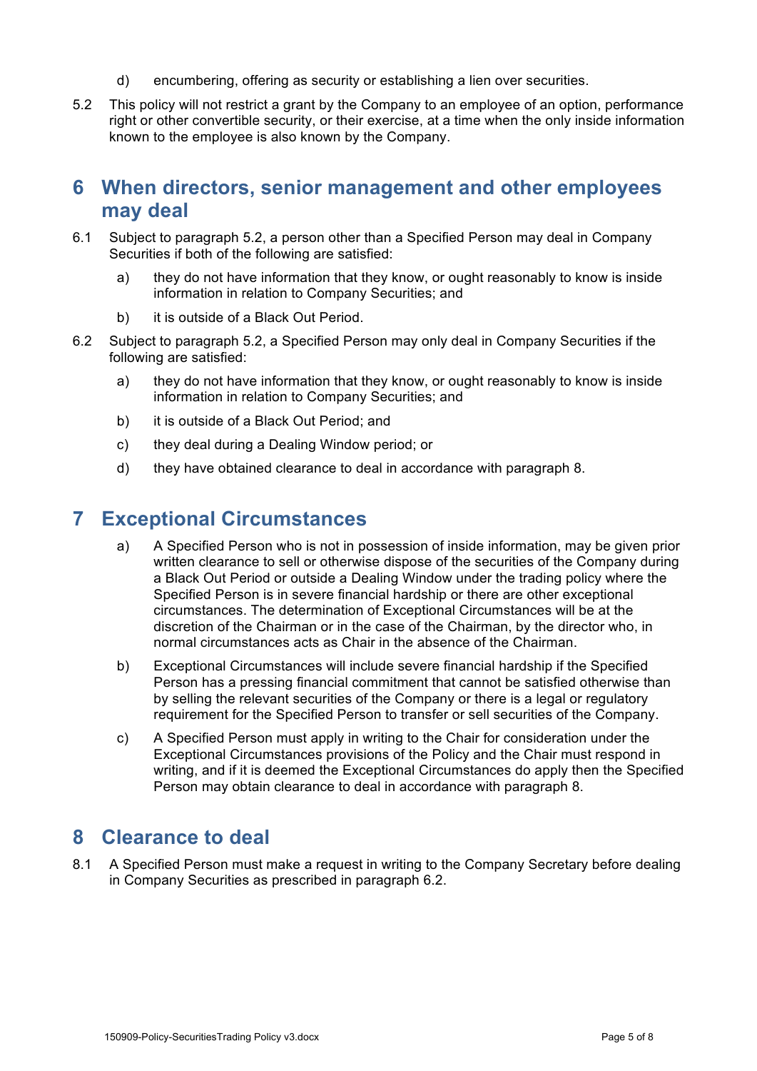d) encumbering, offering as security or establishing a lien over securities.

5.2 This policy will not restrict a grant by the Company to an employee of an option, performance right or other convertible security, or their exercise, at a time when the only inside information known to the employee is also known by the Company.

## 6 When directors, senior management and other employees may deal

6.1 Subject to paragraph 5.2, a person other than a Specified Person may deal in Company Securities if both of the following are satisfied:

a) they do not have information that they know, or ought reasonably to know is inside information in relation to Company Securities; and

b) it is outside of a Black Out Period.

6.2 Subject to paragraph 5.2, a Specified Person may only deal in Company Securities if the following are satisfied:

a) they do not have information that they know, or ought reasonably to know is inside information in relation to Company Securities; and

b) it is outside of a Black Out Period; and

c) they deal during a Dealing Window period; or

d) they have obtained clearance to deal in accordance with paragraph 8.

## 7 Exceptional Circumstances

a) A Specified Person who is not in possession of inside information, may be given prior written clearance to sell or otherwise dispose of the securities of the Company during a Black Out Period or outside a Dealing Window under the trading policy where the Specified Person is in severe financial hardship or there are other exceptional circumstances. The determination of Exceptional Circumstances will be at the discretion of the Chairman or in the case of the Chairman, by the director who, in normal circumstances acts as Chair in the absence of the Chairman.

b) Exceptional Circumstances will include severe financial hardship if the Specified Person has a pressing financial commitment that cannot be satisfied otherwise than by selling the relevant securities of the Company or there is a legal or regulatory requirement for the Specified Person to transfer or sell securities of the Company.

c) A Specified Person must apply in writing to the Chair for consideration under the Exceptional Circumstances provisions of the Policy and the Chair must respond in writing, and if it is deemed the Exceptional Circumstances do apply then the Specified Person may obtain clearance to deal in accordance with paragraph 8.

## 8 Clearance to deal

8.1 A Specified Person must make a request in writing to the Company Secretary before dealing in Company Securities as prescribed in paragraph 6.2.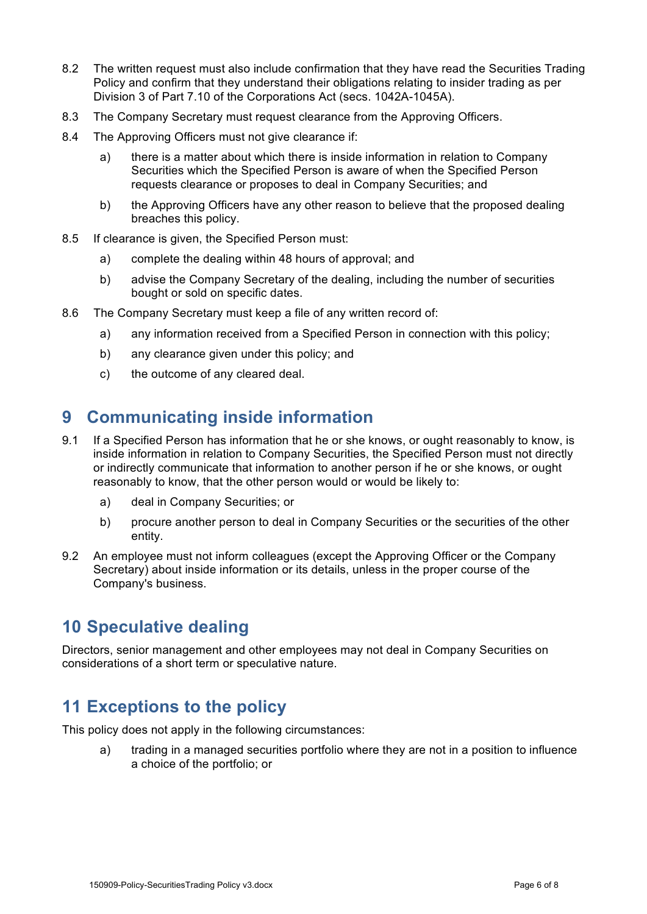8.2 The written request must also include confirmation that they have read the Securities Trading Policy and confirm that they understand their obligations relating to insider trading as per Division 3 of Part 7.10 of the Corporations Act (secs. 1042A-1045A).

8.3 The Company Secretary must request clearance from the Approving Officers.

8.4 The Approving Officers must not give clearance if:

- a) there is a matter about which there is inside information in relation to Company Securities which the Specified Person is aware of when the Specified Person requests clearance or proposes to deal in Company Securities; and
- b) the Approving Officers have any other reason to believe that the proposed dealing breaches this policy.

8.5 If clearance is given, the Specified Person must:

- a) complete the dealing within 48 hours of approval; and
- b) advise the Company Secretary of the dealing, including the number of securities bought or sold on specific dates.

8.6 The Company Secretary must keep a file of any written record of:

- a) any information received from a Specified Person in connection with this policy;
- b) any clearance given under this policy; and
- c) the outcome of any cleared deal.

## 9 Communicating inside information

9.1 If a Specified Person has information that he or she knows, or ought reasonably to know, is inside information in relation to Company Securities, the Specified Person must not directly or indirectly communicate that information to another person if he or she knows, or ought reasonably to know, that the other person would or would be likely to:

- a) deal in Company Securities; or
- b) procure another person to deal in Company Securities or the securities of the other entity.

9.2 An employee must not inform colleagues (except the Approving Officer or the Company Secretary) about inside information or its details, unless in the proper course of the Company's business.

## 10 Speculative dealing

Directors, senior management and other employees may not deal in Company Securities on considerations of a short term or speculative nature.

## 11 Exceptions to the policy

This policy does not apply in the following circumstances:

- a) trading in a managed securities portfolio where they are not in a position to influence a choice of the portfolio; or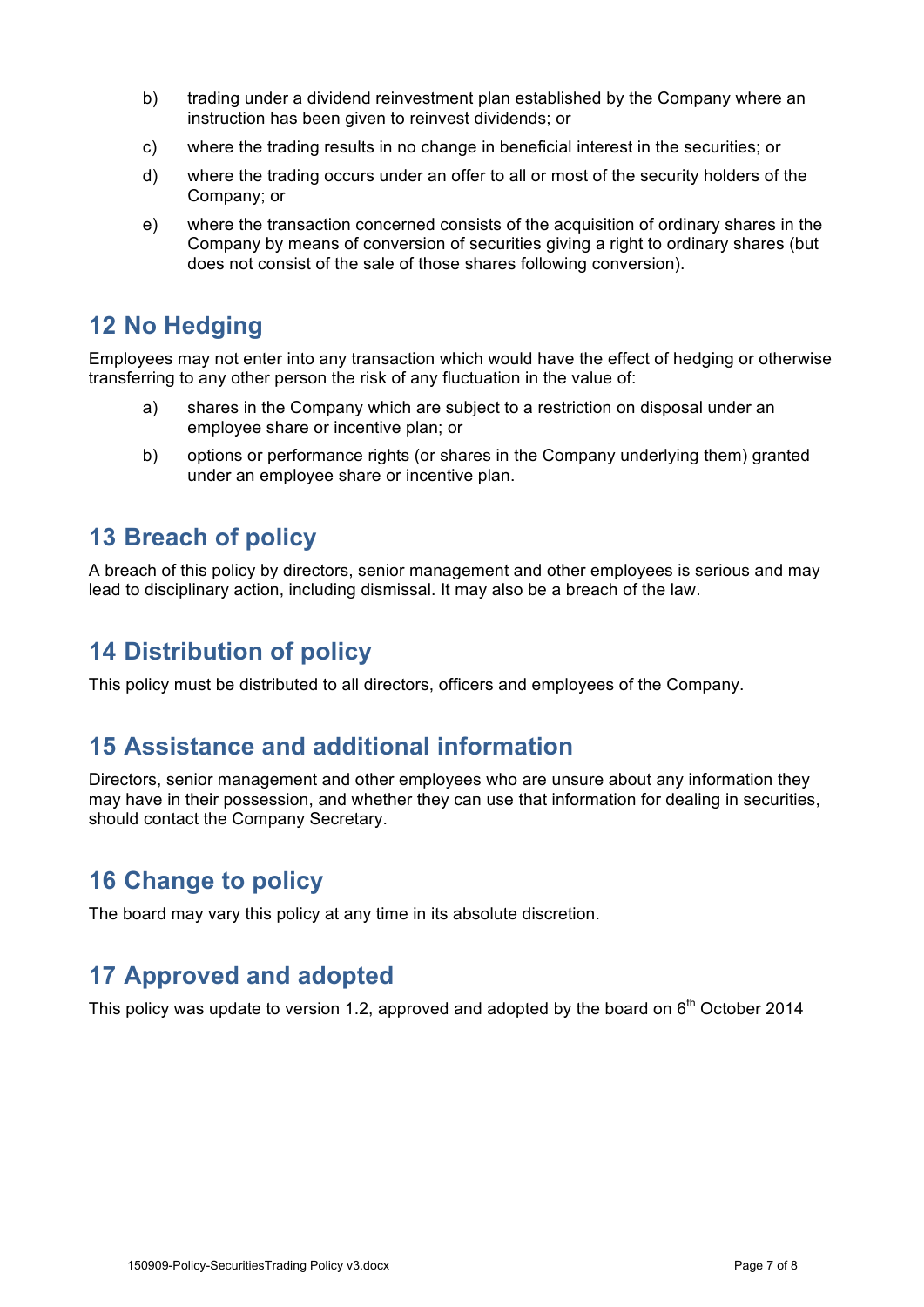b) trading under a dividend reinvestment plan established by the Company where an instruction has been given to reinvest dividends; or

c) where the trading results in no change in beneficial interest in the securities; or

d) where the trading occurs under an offer to all or most of the security holders of the Company; or

e) where the transaction concerned consists of the acquisition of ordinary shares in the Company by means of conversion of securities giving a right to ordinary shares (but does not consist of the sale of those shares following conversion).

## 12 No Hedging

Employees may not enter into any transaction which would have the effect of hedging or otherwise transferring to any other person the risk of any fluctuation in the value of:

a) shares in the Company which are subject to a restriction on disposal under an employee share or incentive plan; or

b) options or performance rights (or shares in the Company underlying them) granted under an employee share or incentive plan.

## 13 Breach of policy

A breach of this policy by directors, senior management and other employees is serious and may lead to disciplinary action, including dismissal. It may also be a breach of the law.

## 14 Distribution of policy

This policy must be distributed to all directors, officers and employees of the Company.

## 15 Assistance and additional information

Directors, senior management and other employees who are unsure about any information they may have in their possession, and whether they can use that information for dealing in securities, should contact the Company Secretary.

## 16 Change to policy

The board may vary this policy at any time in its absolute discretion.

## 17 Approved and adopted

This policy was update to version 1.2, approved and adopted by the board on 6th October 2014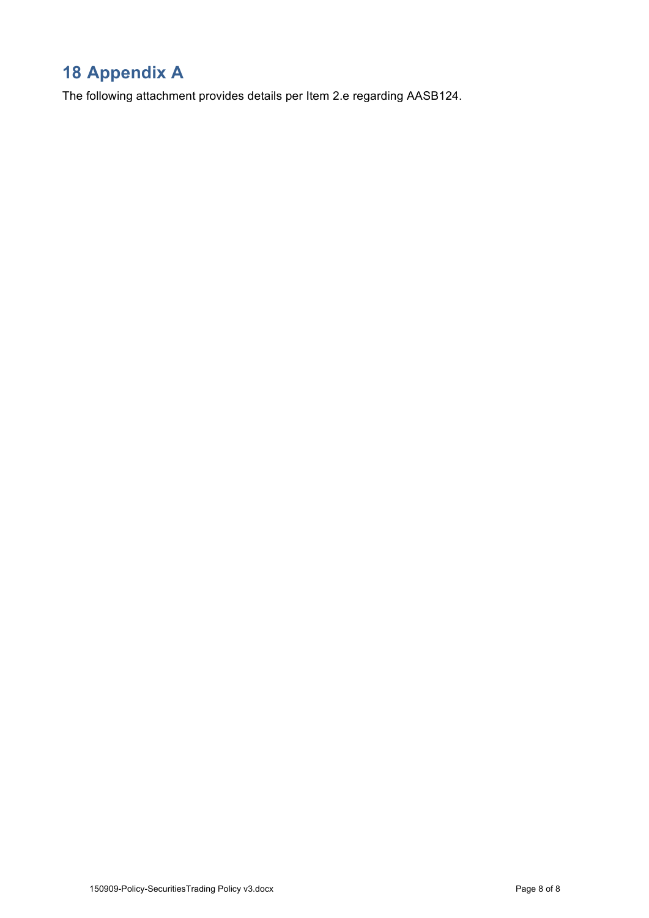# 18 Appendix A

The following attachment provides details per Item 2.e regarding AASB124.